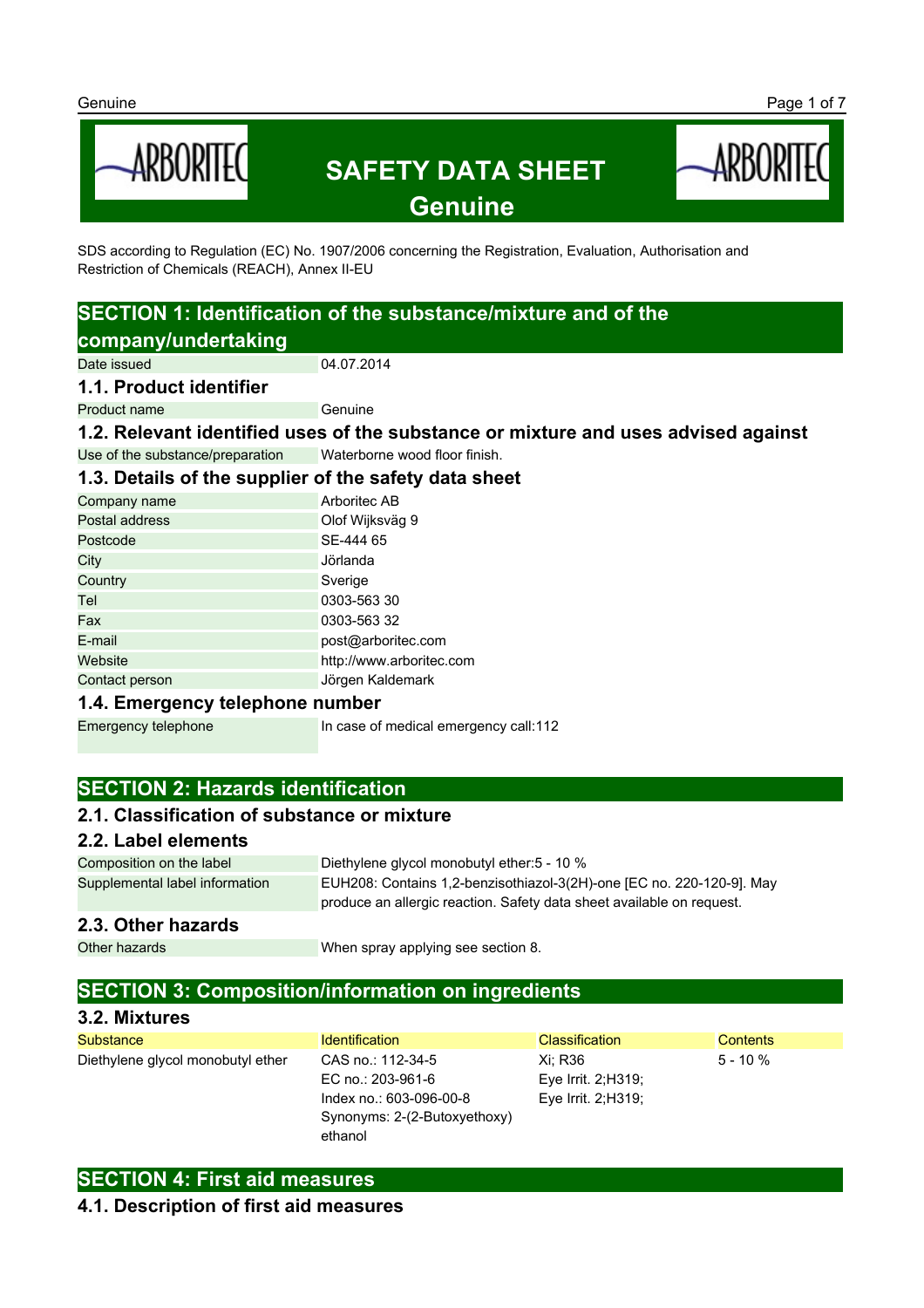# SAFETY DATA SHEET
# Genuine

SDS according to Regulation (EC) No. 1907/2006 concerning the Registration, Evaluation, Authorisation and Restriction of Chemicals (REACH), Annex II-EU

## SECTION 1: Identification of the substance/mixture and of the company/undertaking

| | |
|---|---|
| Date issued | 04.07.2014 |

### 1.1. Product identifier

| | |
|---|---|
| Product name | Genuine |

### 1.2. Relevant identified uses of the substance or mixture and uses advised against

| | |
|---|---|
| Use of the substance/preparation | Waterborne wood floor finish. |

### 1.3. Details of the supplier of the safety data sheet

| | |
|---|---|
| Company name | Arboritec AB |
| Postal address | Olof Wijksväg 9 |
| Postcode | SE-444 65 |
| City | Jörlanda |
| Country | Sverige |
| Tel | 0303-563 30 |
| Fax | 0303-563 32 |
| E-mail | post@arboritec.com |
| Website | http://www.arboritec.com |
| Contact person | Jörgen Kaldemark |

### 1.4. Emergency telephone number

| | |
|---|---|
| Emergency telephone | In case of medical emergency call:112 |

## SECTION 2: Hazards identification

### 2.1. Classification of substance or mixture

### 2.2. Label elements

| | |
|---|---|
| Composition on the label | Diethylene glycol monobutyl ether:5 - 10 % |
| Supplemental label information | EUH208: Contains 1,2-benzisothiazol-3(2H)-one [EC no. 220-120-9]. May produce an allergic reaction. Safety data sheet available on request. |

### 2.3. Other hazards

| | |
|---|---|
| Other hazards | When spray applying see section 8. |

## SECTION 3: Composition/information on ingredients

### 3.2. Mixtures

| Substance | Identification | Classification | Contents |
|---|---|---|---|
| Diethylene glycol monobutyl ether | CAS no.: 112-34-5<br>EC no.: 203-961-6<br>Index no.: 603-096-00-8<br>Synonyms: 2-(2-Butoxyethoxy) ethanol | Xi; R36<br>Eye Irrit. 2;H319;<br>Eye Irrit. 2;H319; | 5 - 10 % |

## SECTION 4: First aid measures

### 4.1. Description of first aid measures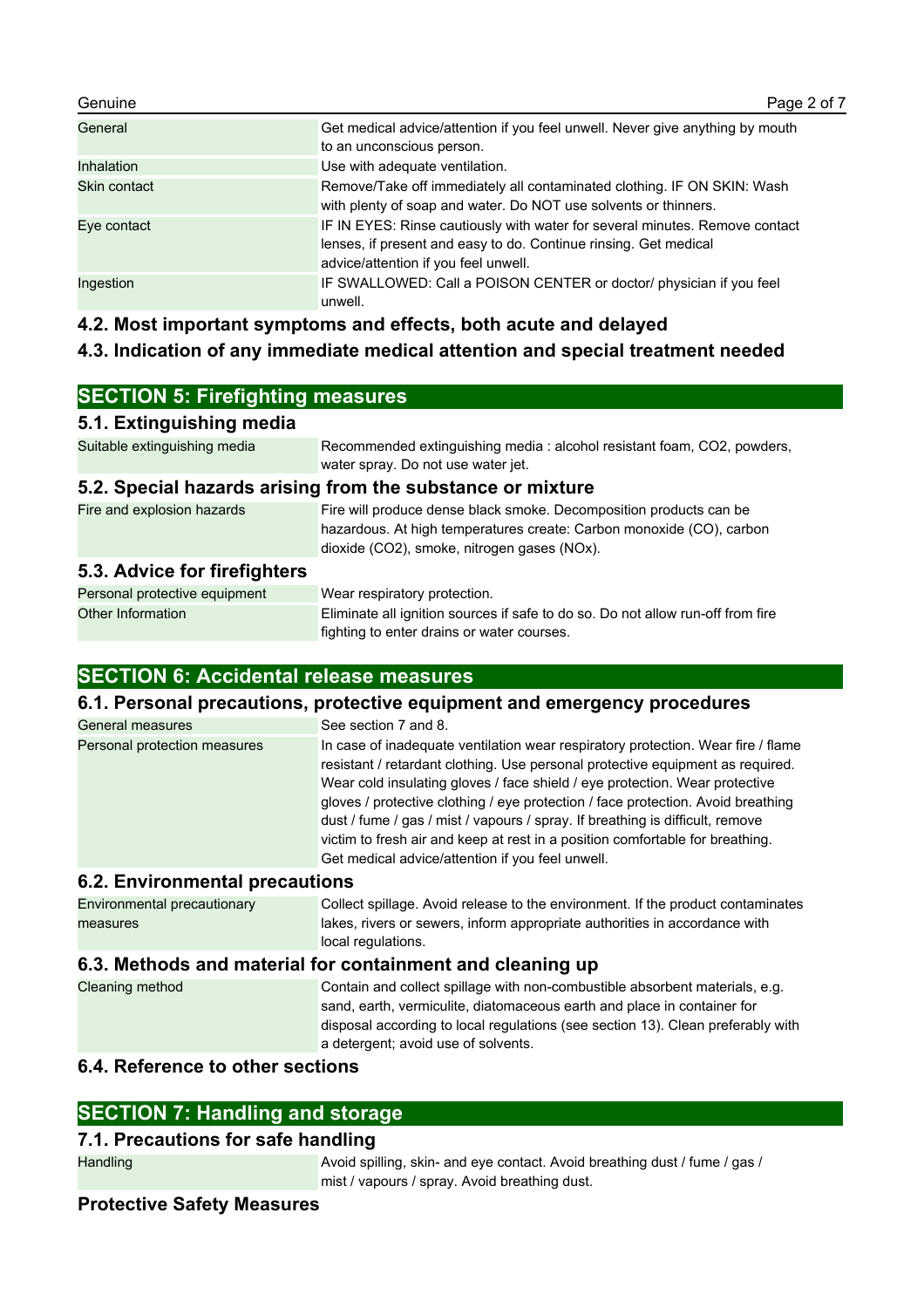| | |
|---|---|
| General | Get medical advice/attention if you feel unwell. Never give anything by mouth to an unconscious person. |
| Inhalation | Use with adequate ventilation. |
| Skin contact | Remove/Take off immediately all contaminated clothing. IF ON SKIN: Wash with plenty of soap and water. Do NOT use solvents or thinners. |
| Eye contact | IF IN EYES: Rinse cautiously with water for several minutes. Remove contact lenses, if present and easy to do. Continue rinsing. Get medical advice/attention if you feel unwell. |
| Ingestion | IF SWALLOWED: Call a POISON CENTER or doctor/ physician if you feel unwell. |

### 4.2. Most important symptoms and effects, both acute and delayed

### 4.3. Indication of any immediate medical attention and special treatment needed

## SECTION 5: Firefighting measures

### 5.1. Extinguishing media

| | |
|---|---|
| Suitable extinguishing media | Recommended extinguishing media : alcohol resistant foam, $CO_2$, powders, water spray. Do not use water jet. |

### 5.2. Special hazards arising from the substance or mixture

| | |
|---|---|
| Fire and explosion hazards | Fire will produce dense black smoke. Decomposition products can be hazardous. At high temperatures create: Carbon monoxide (CO), carbon dioxide ($CO_2$), smoke, nitrogen gases ($NO_x$). |

### 5.3. Advice for firefighters

| | |
|---|---|
| Personal protective equipment | Wear respiratory protection. |
| Other Information | Eliminate all ignition sources if safe to do so. Do not allow run-off from fire fighting to enter drains or water courses. |

## SECTION 6: Accidental release measures

### 6.1. Personal precautions, protective equipment and emergency procedures

| | |
|---|---|
| General measures | See section 7 and 8. |
| Personal protection measures | In case of inadequate ventilation wear respiratory protection. Wear fire / flame resistant / retardant clothing. Use personal protective equipment as required. Wear cold insulating gloves / face shield / eye protection. Wear protective gloves / protective clothing / eye protection / face protection. Avoid breathing dust / fume / gas / mist / vapours / spray. If breathing is difficult, remove victim to fresh air and keep at rest in a position comfortable for breathing. Get medical advice/attention if you feel unwell. |

### 6.2. Environmental precautions

| | |
|---|---|
| Environmental precautionary measures | Collect spillage. Avoid release to the environment. If the product contaminates lakes, rivers or sewers, inform appropriate authorities in accordance with local regulations. |

### 6.3. Methods and material for containment and cleaning up

| | |
|---|---|
| Cleaning method | Contain and collect spillage with non-combustible absorbent materials, e.g. sand, earth, vermiculite, diatomaceous earth and place in container for disposal according to local regulations (see section 13). Clean preferably with a detergent; avoid use of solvents. |

### 6.4. Reference to other sections

## SECTION 7: Handling and storage

### 7.1. Precautions for safe handling

| | |
|---|---|
| Handling | Avoid spilling, skin- and eye contact. Avoid breathing dust / fume / gas / mist / vapours / spray. Avoid breathing dust. |

### Protective Safety Measures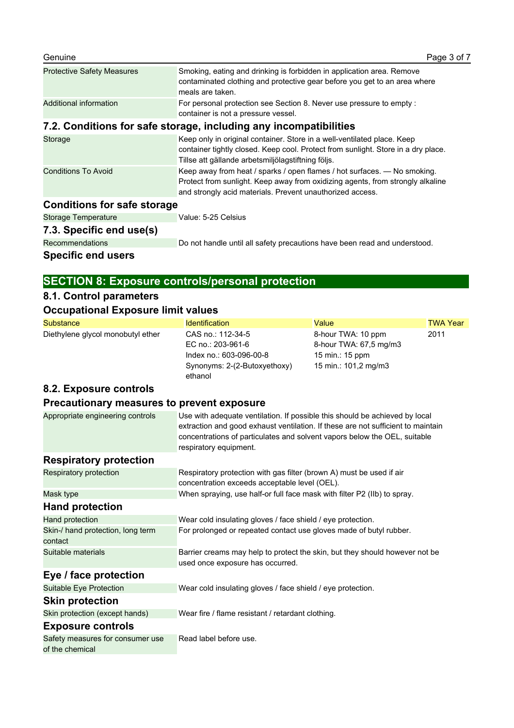| | |
|---|---|
| Protective Safety Measures | Smoking, eating and drinking is forbidden in application area. Remove contaminated clothing and protective gear before you get to an area where meals are taken. |
| Additional information | For personal protection see Section 8. Never use pressure to empty : container is not a pressure vessel. |

### 7.2. Conditions for safe storage, including any incompatibilities

| | |
|---|---|
| Storage | Keep only in original container. Store in a well-ventilated place. Keep container tightly closed. Keep cool. Protect from sunlight. Store in a dry place. Tillse att gällande arbetsmiljölagstiftning följs. |
| Conditions To Avoid | Keep away from heat / sparks / open flames / hot surfaces. — No smoking. Protect from sunlight. Keep away from oxidizing agents, from strongly alkaline and strongly acid materials. Prevent unauthorized access. |

### Conditions for safe storage

| | |
|---|---|
| Storage Temperature | Value: 5-25 Celsius |

### 7.3. Specific end use(s)

| | |
|---|---|
| Recommendations | Do not handle until all safety precautions have been read and understood. |

### Specific end users

## SECTION 8: Exposure controls/personal protection

### 8.1. Control parameters

### Occupational Exposure limit values

| Substance | Identification | Value | TWA Year |
|---|---|---|---|
| Diethylene glycol monobutyl ether | CAS no.: 112-34-5<br>EC no.: 203-961-6<br>Index no.: 603-096-00-8<br>Synonyms: 2-(2-Butoxyethoxy) ethanol | 8-hour TWA: 10 ppm<br>8-hour TWA: 67,5 mg/m3<br>15 min.: 15 ppm<br>15 min.: 101,2 mg/m3 | 2011 |

### 8.2. Exposure controls

### Precautionary measures to prevent exposure

| | |
|---|---|
| Appropriate engineering controls | Use with adequate ventilation. If possible this should be achieved by local extraction and good exhaust ventilation. If these are not sufficient to maintain concentrations of particulates and solvent vapors below the OEL, suitable respiratory equipment. |

### Respiratory protection

| | |
|---|---|
| Respiratory protection | Respiratory protection with gas filter (brown A) must be used if air concentration exceeds acceptable level (OEL). |
| Mask type | When spraying, use half-or full face mask with filter P2 (IIb) to spray. |

### Hand protection

| | |
|---|---|
| Hand protection | Wear cold insulating gloves / face shield / eye protection. |
| Skin-/ hand protection, long term contact | For prolonged or repeated contact use gloves made of butyl rubber. |
| Suitable materials | Barrier creams may help to protect the skin, but they should however not be used once exposure has occurred. |

### Eye / face protection

| | |
|---|---|
| Suitable Eye Protection | Wear cold insulating gloves / face shield / eye protection. |

### Skin protection

| | |
|---|---|
| Skin protection (except hands) | Wear fire / flame resistant / retardant clothing. |

### Exposure controls

| | |
|---|---|
| Safety measures for consumer use of the chemical | Read label before use. |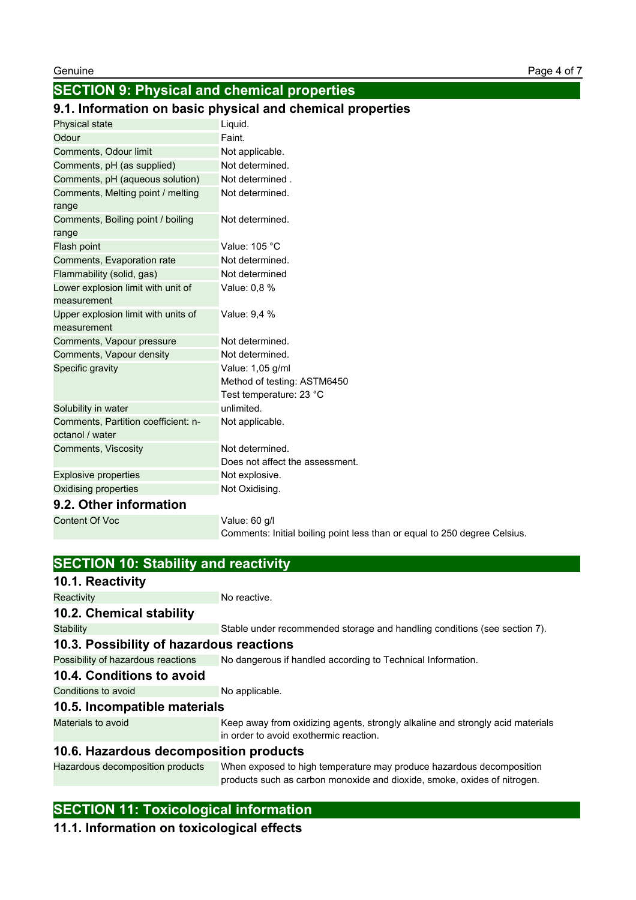## SECTION 9: Physical and chemical properties

### 9.1. Information on basic physical and chemical properties

| | |
|---|---|
| Physical state | Liquid. |
| Odour | Faint. |
| Comments, Odour limit | Not applicable. |
| Comments, pH (as supplied) | Not determined. |
| Comments, pH (aqueous solution) | Not determined . |
| Comments, Melting point / melting range | Not determined. |
| Comments, Boiling point / boiling range | Not determined. |
| Flash point | Value: 105 °C |
| Comments, Evaporation rate | Not determined. |
| Flammability (solid, gas) | Not determined |
| Lower explosion limit with unit of measurement | Value: 0,8 % |
| Upper explosion limit with units of measurement | Value: 9,4 % |
| Comments, Vapour pressure | Not determined. |
| Comments, Vapour density | Not determined. |
| Specific gravity | Value: 1,05 g/ml<br>Method of testing: ASTM6450<br>Test temperature: 23 °C |
| Solubility in water | unlimited. |
| Comments, Partition coefficient: n-octanol / water | Not applicable. |
| Comments, Viscosity | Not determined.<br>Does not affect the assessment. |
| Explosive properties | Not explosive. |
| Oxidising properties | Not Oxidising. |

### 9.2. Other information

| | |
|---|---|
| Content Of Voc | Value: 60 g/l<br>Comments: Initial boiling point less than or equal to 250 degree Celsius. |

## SECTION 10: Stability and reactivity

### 10.1. Reactivity

| | |
|---|---|
| Reactivity | No reactive. |

### 10.2. Chemical stability

| | |
|---|---|
| Stability | Stable under recommended storage and handling conditions (see section 7). |

### 10.3. Possibility of hazardous reactions

| | |
|---|---|
| Possibility of hazardous reactions | No dangerous if handled according to Technical Information. |

### 10.4. Conditions to avoid

| | |
|---|---|
| Conditions to avoid | No applicable. |

### 10.5. Incompatible materials

| | |
|---|---|
| Materials to avoid | Keep away from oxidizing agents, strongly alkaline and strongly acid materials in order to avoid exothermic reaction. |

### 10.6. Hazardous decomposition products

| | |
|---|---|
| Hazardous decomposition products | When exposed to high temperature may produce hazardous decomposition products such as carbon monoxide and dioxide, smoke, oxides of nitrogen. |

## SECTION 11: Toxicological information

### 11.1. Information on toxicological effects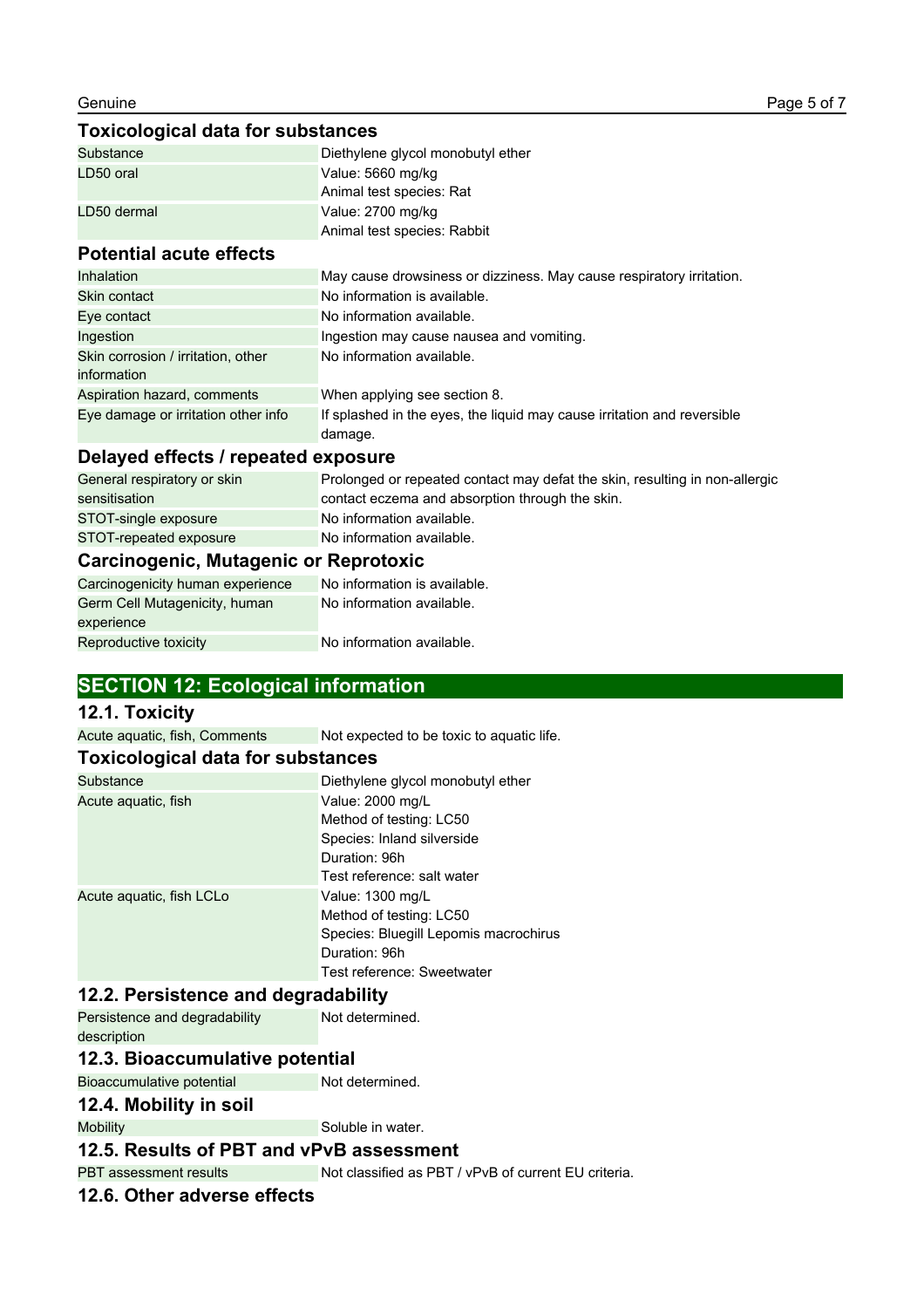### Toxicological data for substances

| Substance | Diethylene glycol monobutyl ether |
|---|---|
| LD50 oral | Value: 5660 mg/kg<br>Animal test species: Rat |
| LD50 dermal | Value: 2700 mg/kg<br>Animal test species: Rabbit |

### Potential acute effects

| | |
|---|---|
| Inhalation | May cause drowsiness or dizziness. May cause respiratory irritation. |
| Skin contact | No information is available. |
| Eye contact | No information available. |
| Ingestion | Ingestion may cause nausea and vomiting. |
| Skin corrosion / irritation, other information | No information available. |
| Aspiration hazard, comments | When applying see section 8. |
| Eye damage or irritation other info | If splashed in the eyes, the liquid may cause irritation and reversible damage. |

### Delayed effects / repeated exposure

| | |
|---|---|
| General respiratory or skin sensitisation | Prolonged or repeated contact may defat the skin, resulting in non-allergic contact eczema and absorption through the skin. |
| STOT-single exposure | No information available. |
| STOT-repeated exposure | No information available. |

### Carcinogenic, Mutagenic or Reprotoxic

| | |
|---|---|
| Carcinogenicity human experience | No information is available. |
| Germ Cell Mutagenicity, human experience | No information available. |
| Reproductive toxicity | No information available. |

## SECTION 12: Ecological information

### 12.1. Toxicity

| | |
|---|---|
| Acute aquatic, fish, Comments | Not expected to be toxic to aquatic life. |

### Toxicological data for substances

| Substance | Diethylene glycol monobutyl ether |
|---|---|
| Acute aquatic, fish | Value: 2000 mg/L<br>Method of testing: LC50<br>Species: Inland silverside<br>Duration: 96h<br>Test reference: salt water |
| Acute aquatic, fish LCLo | Value: 1300 mg/L<br>Method of testing: LC50<br>Species: Bluegill Lepomis macrochirus<br>Duration: 96h<br>Test reference: Sweetwater |

### 12.2. Persistence and degradability

| | |
|---|---|
| Persistence and degradability description | Not determined. |

### 12.3. Bioaccumulative potential

| | |
|---|---|
| Bioaccumulative potential | Not determined. |

### 12.4. Mobility in soil

| | |
|---|---|
| Mobility | Soluble in water. |

### 12.5. Results of PBT and vPvB assessment

| | |
|---|---|
| PBT assessment results | Not classified as PBT / vPvB of current EU criteria. |

### 12.6. Other adverse effects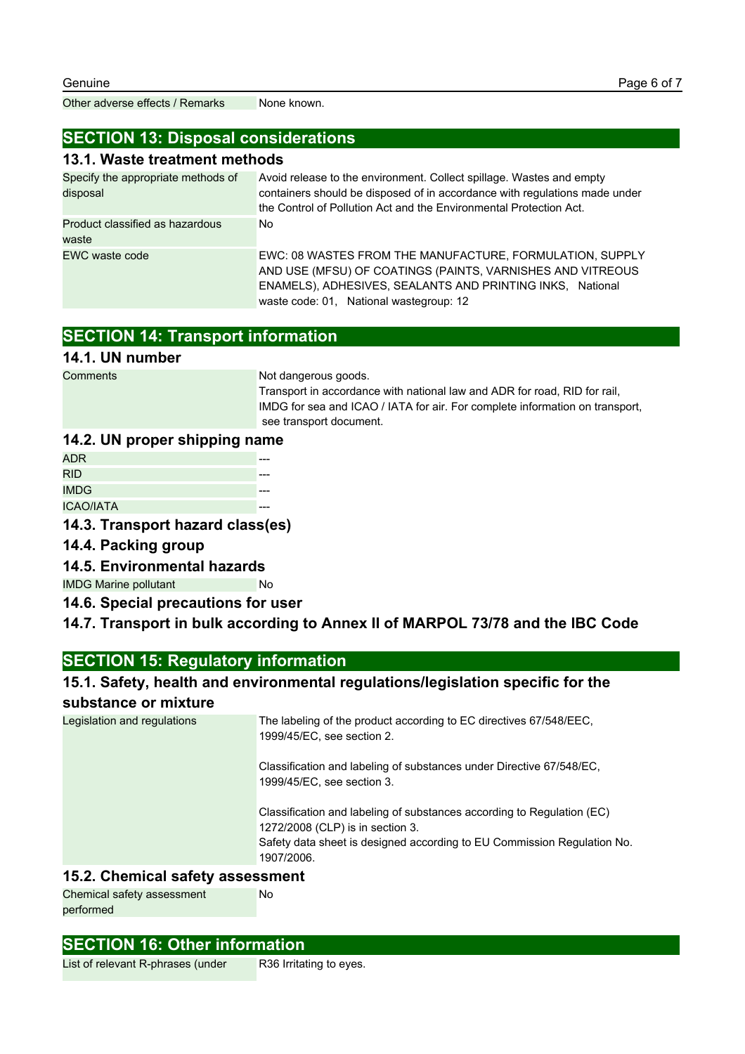| | |
|---|---|
| Other adverse effects / Remarks | None known. |

## SECTION 13: Disposal considerations

### 13.1. Waste treatment methods

| | |
|---|---|
| Specify the appropriate methods of disposal | Avoid release to the environment. Collect spillage. Wastes and empty containers should be disposed of in accordance with regulations made under the Control of Pollution Act and the Environmental Protection Act. |
| Product classified as hazardous waste | No |
| EWC waste code | EWC: 08 WASTES FROM THE MANUFACTURE, FORMULATION, SUPPLY AND USE (MFSU) OF COATINGS (PAINTS, VARNISHES AND VITREOUS ENAMELS), ADHESIVES, SEALANTS AND PRINTING INKS, National waste code: 01, National wastegroup: 12 |

## SECTION 14: Transport information

### 14.1. UN number

| | |
|---|---|
| Comments | Not dangerous goods. Transport in accordance with national law and ADR for road, RID for rail, IMDG for sea and ICAO / IATA for air. For complete information on transport, see transport document. |

### 14.2. UN proper shipping name

| | |
|---|---|
| ADR | --- |
| RID | --- |
| IMDG | --- |
| ICAO/IATA | --- |

### 14.3. Transport hazard class(es)

### 14.4. Packing group

### 14.5. Environmental hazards

| | |
|---|---|
| IMDG Marine pollutant | No |

### 14.6. Special precautions for user

### 14.7. Transport in bulk according to Annex II of MARPOL 73/78 and the IBC Code

## SECTION 15: Regulatory information

### 15.1. Safety, health and environmental regulations/legislation specific for the substance or mixture

| | |
|---|---|
| Legislation and regulations | The labeling of the product according to EC directives 67/548/EEC, 1999/45/EC, see section 2.<br><br>Classification and labeling of substances under Directive 67/548/EC, 1999/45/EC, see section 3.<br><br>Classification and labeling of substances according to Regulation (EC) 1272/2008 (CLP) is in section 3.<br>Safety data sheet is designed according to EU Commission Regulation No. 1907/2006. |

### 15.2. Chemical safety assessment

| | |
|---|---|
| Chemical safety assessment performed | No |

## SECTION 16: Other information

| | |
|---|---|
| List of relevant R-phrases (under | R36 Irritating to eyes. |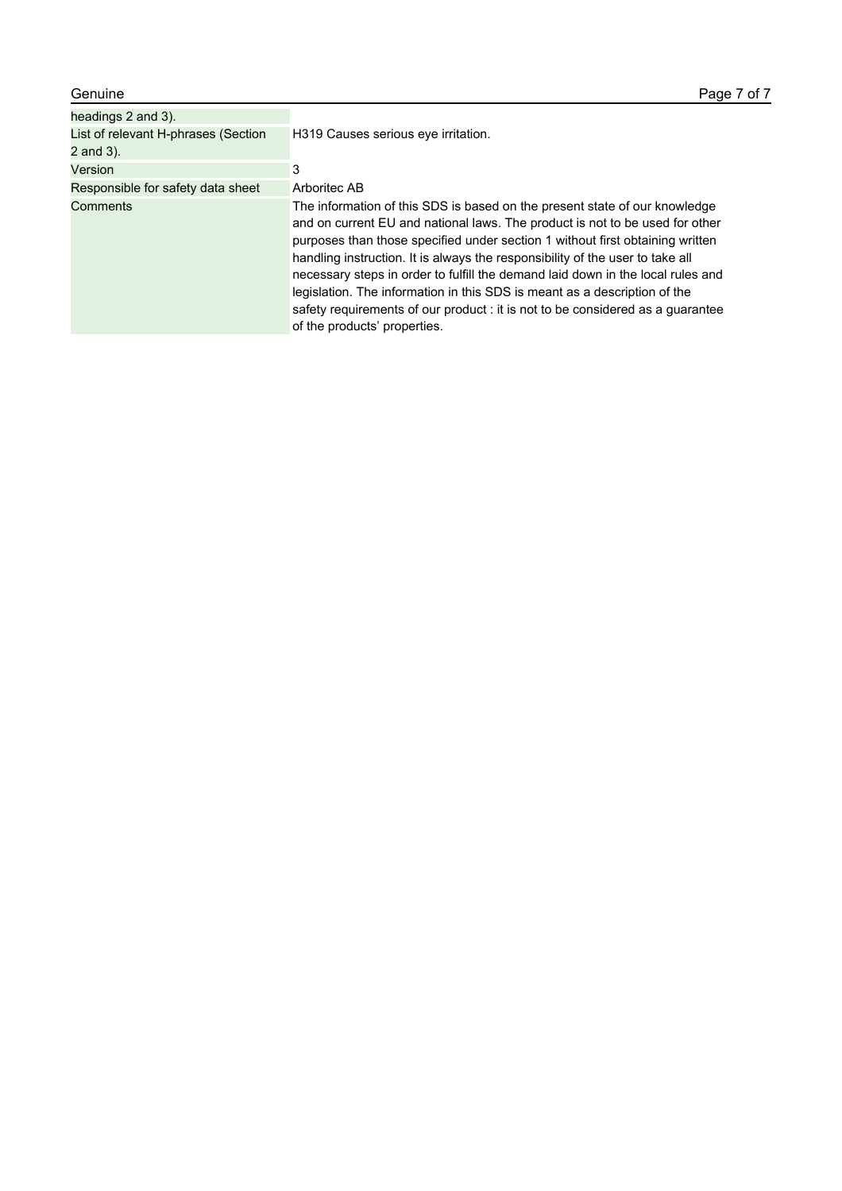| | |
|---|---|
| headings 2 and 3). | |
| List of relevant H-phrases (Section 2 and 3). | H319 Causes serious eye irritation. |
| Version | 3 |
| Responsible for safety data sheet | Arboritec AB |
| Comments | The information of this SDS is based on the present state of our knowledge and on current EU and national laws. The product is not to be used for other purposes than those specified under section 1 without first obtaining written handling instruction. It is always the responsibility of the user to take all necessary steps in order to fulfill the demand laid down in the local rules and legislation. The information in this SDS is meant as a description of the safety requirements of our product : it is not to be considered as a guarantee of the products' properties. |